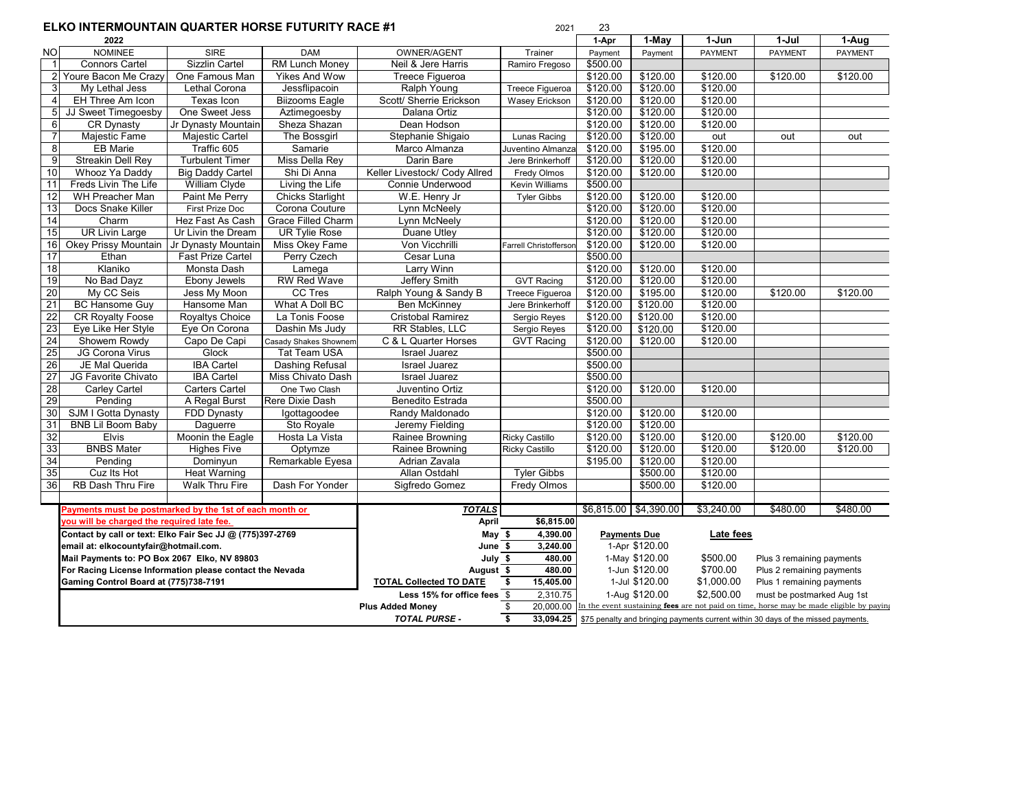# ELKO INTERMOUNTAIN QUARTER HORSE FUTURITY RACE #1

2022

2021 23

| NO | NOMINEE | SIRE | DAM | OWNER/AGENT | Trainer | 1-Apr Payment | 1-May Payment | 1-Jun PAYMENT | 1-Jul PAYMENT | 1-Aug PAYMENT |
|---|---|---|---|---|---|---|---|---|---|---|
| 1 | Connors Cartel | Sizzlin Cartel | RM Lunch Money | Neil & Jere Harris | Ramiro Fregoso | $500.00 | | | | |
| 2 | Youre Bacon Me Crazy | One Famous Man | Yikes And Wow | Treece Figueroa | | $120.00 | $120.00 | $120.00 | $120.00 | $120.00 |
| 3 | My Lethal Jess | Lethal Corona | Jessflipacoin | Ralph Young | Treece Figueroa | $120.00 | $120.00 | $120.00 | | |
| 4 | EH Three Am Icon | Texas Icon | Biizooms Eagle | Scott/ Sherrie Erickson | Wasey Erickson | $120.00 | $120.00 | $120.00 | | |
| 5 | JJ Sweet Timegoesby | One Sweet Jess | Aztimegoesby | Dalana Ortiz | | $120.00 | $120.00 | $120.00 | | |
| 6 | CR Dynasty | Jr Dynasty Mountain | Sheza Shazan | Dean Hodson | | $120.00 | $120.00 | $120.00 | | |
| 7 | Majestic Fame | Majestic Cartel | The Bossgirl | Stephanie Shigaio | Lunas Racing | $120.00 | $120.00 | out | out | out |
| 8 | EB Marie | Traffic 605 | Samarie | Marco Almanza | Juventino Almanza | $120.00 | $195.00 | $120.00 | | |
| 9 | Streakin Dell Rey | Turbulent Timer | Miss Della Rey | Darin Bare | Jere Brinkerhoff | $120.00 | $120.00 | $120.00 | | |
| 10 | Whooz Ya Daddy | Big Daddy Cartel | Shi Di Anna | Keller Livestock/ Cody Allred | Fredy Olmos | $120.00 | $120.00 | $120.00 | | |
| 11 | Freds Livin The Life | William Clyde | Living the Life | Connie Underwood | Kevin Williams | $500.00 | | | | |
| 12 | WH Preacher Man | Paint Me Perry | Chicks Starlight | W.E. Henry Jr | Tyler Gibbs | $120.00 | $120.00 | $120.00 | | |
| 13 | Docs Snake Killer | First Prize Doc | Corona Couture | Lynn McNeely | | $120.00 | $120.00 | $120.00 | | |
| 14 | Charm | Hez Fast As Cash | Grace Filled Charm | Lynn McNeely | | $120.00 | $120.00 | $120.00 | | |
| 15 | UR Livin Large | Ur Livin the Dream | UR Tylie Rose | Duane Utley | | $120.00 | $120.00 | $120.00 | | |
| 16 | Okey Prissy Mountain | Jr Dynasty Mountain | Miss Okey Fame | Von Vicchrilli | Farrell Christofferson | $120.00 | $120.00 | $120.00 | | |
| 17 | Ethan | Fast Prize Cartel | Perry Czech | Cesar Luna | | $500.00 | | | | |
| 18 | Klaniko | Monsta Dash | Lamega | Larry Winn | | $120.00 | $120.00 | $120.00 | | |
| 19 | No Bad Dayz | Ebony Jewels | RW Red Wave | Jeffery Smith | GVT Racing | $120.00 | $120.00 | $120.00 | | |
| 20 | My CC Seis | Jess My Moon | CC Tres | Ralph Young & Sandy B | Treece Figueroa | $120.00 | $195.00 | $120.00 | $120.00 | $120.00 |
| 21 | BC Hansome Guy | Hansome Man | What A Doll BC | Ben McKinney | Jere Brinkerhoff | $120.00 | $120.00 | $120.00 | | |
| 22 | CR Royalty Foose | Royaltys Choice | La Tonis Foose | Cristobal Ramirez | Sergio Reyes | $120.00 | $120.00 | $120.00 | | |
| 23 | Eye Like Her Style | Eye On Corona | Dashin Ms Judy | RR Stables, LLC | Sergio Reyes | $120.00 | $120.00 | $120.00 | | |
| 24 | Showem Rowdy | Capo De Capi | Casady Shakes Shownem | C & L Quarter Horses | GVT Racing | $120.00 | $120.00 | $120.00 | | |
| 25 | JG Corona Virus | Glock | Tat Team USA | Israel Juarez | | $500.00 | | | | |
| 26 | JE Mal Querida | IBA Cartel | Dashing Refusal | Israel Juarez | | $500.00 | | | | |
| 27 | JG Favorite Chivato | IBA Cartel | Miss Chivato Dash | Israel Juarez | | $500.00 | | | | |
| 28 | Carley Cartel | Carters Cartel | One Two Clash | Juventino Ortiz | | $120.00 | $120.00 | $120.00 | | |
| 29 | Pending | A Regal Burst | Rere Dixie Dash | Benedito Estrada | | $500.00 | | | | |
| 30 | SJM I Gotta Dynasty | FDD Dynasty | Igottagoodee | Randy Maldonado | | $120.00 | $120.00 | $120.00 | | |
| 31 | BNB Lil Boom Baby | Daguerre | Sto Royale | Jeremy Fielding | | $120.00 | $120.00 | | | |
| 32 | Elvis | Moonin the Eagle | Hosta La Vista | Rainee Browning | Ricky Castillo | $120.00 | $120.00 | $120.00 | $120.00 | $120.00 |
| 33 | BNBS Mater | Highes Five | Optymze | Rainee Browning | Ricky Castillo | $120.00 | $120.00 | $120.00 | $120.00 | $120.00 |
| 34 | Pending | Dominyun | Remarkable Eyesa | Adrian Zavala | | $195.00 | $120.00 | $120.00 | | |
| 35 | Cuz Its Hot | Heat Warning | | Allan Ostdahl | Tyler Gibbs | | $500.00 | $120.00 | | |
| 36 | RB Dash Thru Fire | Walk Thru Fire | Dash For Yonder | Sigfredo Gomez | Fredy Olmos | | $500.00 | $120.00 | | |
| | | | | ***TOTALS*** | | $6,815.00 | $4,390.00 | $3,240.00 | $480.00 | $480.00 |

**Payments must be postmarked by the 1st of each month or you will be charged the required late fee.**

**Contact by call or text: Elko Fair Sec JJ @ (775)397-2769**

**email at: elkocountyfair@hotmail.com.**

**Mail Payments to: PO Box 2067 Elko, NV 89803**

**For Racing License Information please contact the Nevada Gaming Control Board at (775)738-7191**

| | |
|---|---|
| April | $6,815.00 |
| May | $ 4,390.00 |
| June | $ 3,240.00 |
| July | $ 480.00 |
| August | $ 480.00 |
| **TOTAL Collected TO DATE** | $ 15,405.00 |
| Less 15% for office fees | $ 2,310.75 |
| Plus Added Money | $ 20,000.00 |
| ***TOTAL PURSE -*** | $ 33,094.25 |

| Payments Due | Late fees | |
|---|---|---|
| 1-Apr $120.00 | | |
| 1-May $120.00 | $500.00 | Plus 3 remaining payments |
| 1-Jun $120.00 | $700.00 | Plus 2 remaining payments |
| 1-Jul $120.00 | $1,000.00 | Plus 1 remaining payments |
| 1-Aug $120.00 | $2,500.00 | must be postmarked Aug 1st |

In the event sustaining **fees** are not paid on time, horse may be made eligible by paying $75 penalty and bringing payments current within 30 days of the missed payments.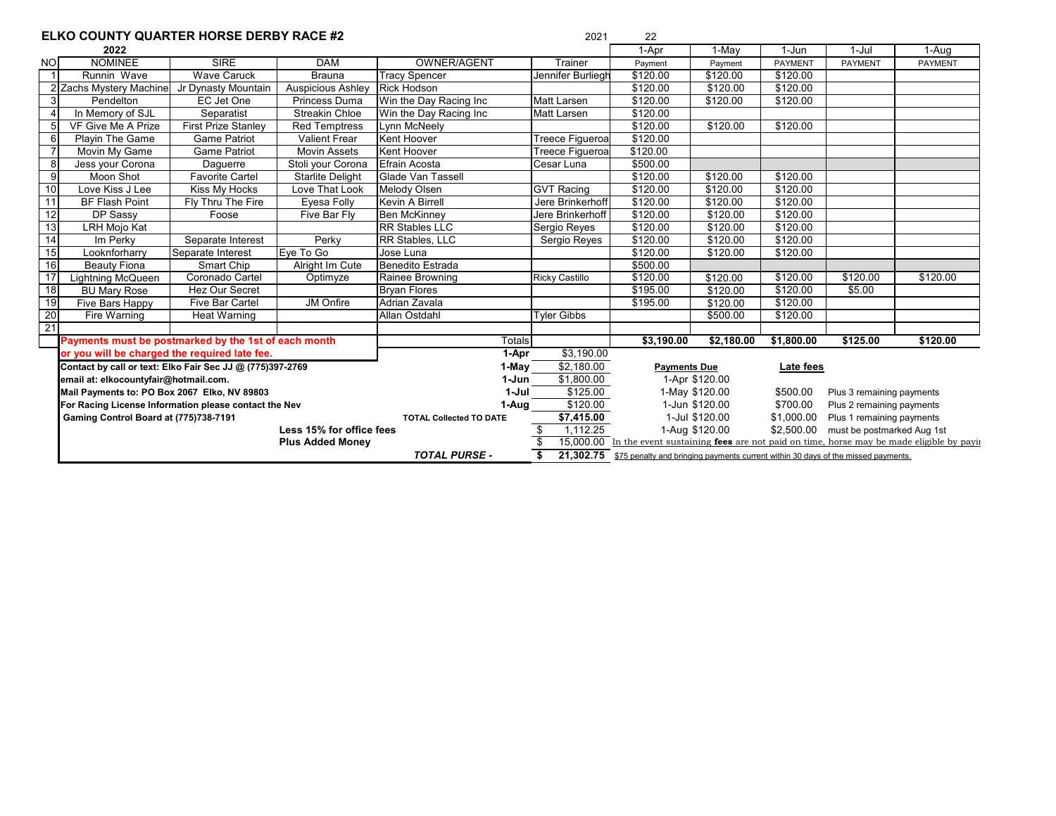## ELKO COUNTY QUARTER HORSE DERBY RACE #2

2021 22

2022

| NO | NOMINEE | SIRE | DAM | OWNER/AGENT | Trainer | 1-Apr Payment | 1-May Payment | 1-Jun PAYMENT | 1-Jul PAYMENT | 1-Aug PAYMENT |
|---|---|---|---|---|---|---|---|---|---|---|
| 1 | Runnin Wave | Wave Caruck | Brauna | Tracy Spencer | Jennifer Burliegh | $120.00 | $120.00 | $120.00 | | |
| 2 | Zachs Mystery Machine | Jr Dynasty Mountain | Auspicious Ashley | Rick Hodson | | $120.00 | $120.00 | $120.00 | | |
| 3 | Pendelton | EC Jet One | Princess Duma | Win the Day Racing Inc | Matt Larsen | $120.00 | $120.00 | $120.00 | | |
| 4 | In Memory of SJL | Separatist | Streakin Chloe | Win the Day Racing Inc | Matt Larsen | $120.00 | | | | |
| 5 | VF Give Me A Prize | First Prize Stanley | Red Temptress | Lynn McNeely | | $120.00 | $120.00 | $120.00 | | |
| 6 | Playin The Game | Game Patriot | Valient Frear | Kent Hoover | Treece Figueroa | $120.00 | | | | |
| 7 | Movin My Game | Game Patriot | Movin Assets | Kent Hoover | Treece Figueroa | $120.00 | | | | |
| 8 | Jess your Corona | Daguerre | Stoli your Corona | Efrain Acosta | Cesar Luna | $500.00 | | | | |
| 9 | Moon Shot | Favorite Cartel | Starlite Delight | Glade Van Tassell | | $120.00 | $120.00 | $120.00 | | |
| 10 | Love Kiss J Lee | Kiss My Hocks | Love That Look | Melody Olsen | GVT Racing | $120.00 | $120.00 | $120.00 | | |
| 11 | BF Flash Point | Fly Thru The Fire | Eyesa Folly | Kevin A Birrell | Jere Brinkerhoff | $120.00 | $120.00 | $120.00 | | |
| 12 | DP Sassy | Foose | Five Bar Fly | Ben McKinney | Jere Brinkerhoff | $120.00 | $120.00 | $120.00 | | |
| 13 | LRH Mojo Kat | | | RR Stables LLC | Sergio Reyes | $120.00 | $120.00 | $120.00 | | |
| 14 | Im Perky | Separate Interest | Perky | RR Stables, LLC | Sergio Reyes | $120.00 | $120.00 | $120.00 | | |
| 15 | Looknforharry | Separate Interest | Eye To Go | Jose Luna | | $120.00 | $120.00 | $120.00 | | |
| 16 | Beauty Fiona | Smart Chip | Alright Im Cute | Benedito Estrada | | $500.00 | | | | |
| 17 | Lightning McQueen | Coronado Cartel | Optimyze | Rainee Browning | Ricky Castillo | $120.00 | $120.00 | $120.00 | $120.00 | $120.00 |
| 18 | BU Mary Rose | Hez Our Secret | | Bryan Flores | | $195.00 | $120.00 | $120.00 | $5.00 | |
| 19 | Five Bars Happy | Five Bar Cartel | JM Onfire | Adrian Zavala | | $195.00 | $120.00 | $120.00 | | |
| 20 | Fire Warning | Heat Warning | | Allan Ostdahl | Tyler Gibbs | | $500.00 | $120.00 | | |
| 21 | | | | | | | | | | |
| | | | | | Totals | **$3,190.00** | **$2,180.00** | **$1,800.00** | **$125.00** | **$120.00** |

**Payments must be postmarked by the 1st of each month or you will be charged the required late fee.**

**Contact by call or text: Elko Fair Sec JJ @ (775)397-2769**
**email at: elkocountyfair@hotmail.com.**
**Mail Payments to: PO Box 2067 Elko, NV 89803**
**For Racing License Information please contact the Nev Gaming Control Board at (775)738-7191**

| | |
|---|---|
| **1-Apr** | $3,190.00 |
| **1-May** | $2,180.00 |
| **1-Jun** | $1,800.00 |
| **1-Jul** | $125.00 |
| **1-Aug** | $120.00 |
| **TOTAL Collected TO DATE** | **$7,415.00** |
| **Less 15% for office fees** | $ 1,112.25 |
| **Plus Added Money** | $ 15,000.00 |
| ***TOTAL PURSE -*** | **$ 21,302.75** |

| **Payments Due** | **Late fees** | |
|---|---|---|
| 1-Apr $120.00 | | |
| 1-May $120.00 | $500.00 | Plus 3 remaining payments |
| 1-Jun $120.00 | $700.00 | Plus 2 remaining payments |
| 1-Jul $120.00 | $1,000.00 | Plus 1 remaining payments |
| 1-Aug $120.00 | $2,500.00 | must be postmarked Aug 1st |

In the event sustaining **fees** are not paid on time, horse may be made eligible by payi

$75 penalty and bringing payments current within 30 days of the missed payments.